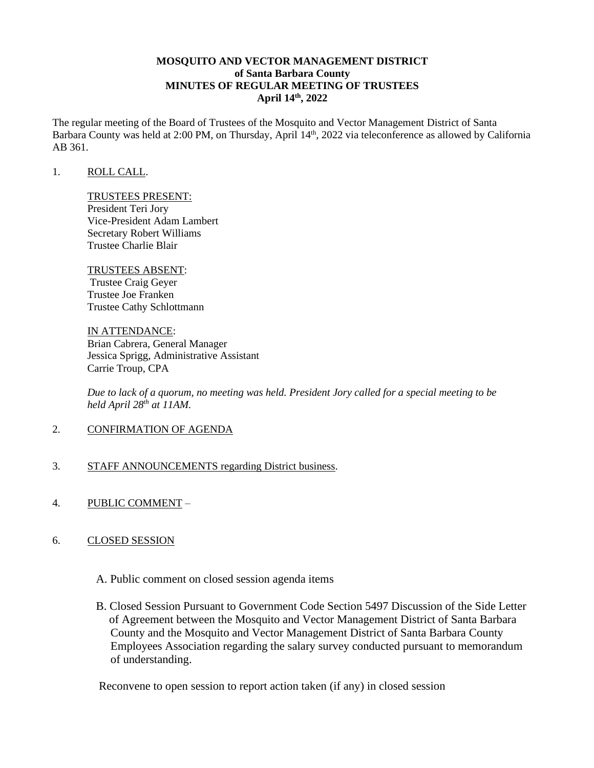**MOSQUITO AND VECTOR MANAGEMENT DISTRICT**
**of Santa Barbara County**
**MINUTES OF REGULAR MEETING OF TRUSTEES**
**April 14th, 2022**

The regular meeting of the Board of Trustees of the Mosquito and Vector Management District of Santa Barbara County was held at 2:00 PM, on Thursday, April 14th, 2022 via teleconference as allowed by California AB 361.

1. ROLL CALL.

   TRUSTEES PRESENT:
   President Teri Jory
   Vice-President Adam Lambert
   Secretary Robert Williams
   Trustee Charlie Blair

   TRUSTEES ABSENT:
   Trustee Craig Geyer
   Trustee Joe Franken
   Trustee Cathy Schlottmann

   IN ATTENDANCE:
   Brian Cabrera, General Manager
   Jessica Sprigg, Administrative Assistant
   Carrie Troup, CPA

   *Due to lack of a quorum, no meeting was held. President Jory called for a special meeting to be held April 28th at 11AM.*

2. CONFIRMATION OF AGENDA

3. STAFF ANNOUNCEMENTS regarding District business.

4. PUBLIC COMMENT –

6. CLOSED SESSION

   A. Public comment on closed session agenda items

   B. Closed Session Pursuant to Government Code Section 5497 Discussion of the Side Letter of Agreement between the Mosquito and Vector Management District of Santa Barbara County and the Mosquito and Vector Management District of Santa Barbara County Employees Association regarding the salary survey conducted pursuant to memorandum of understanding.

   Reconvene to open session to report action taken (if any) in closed session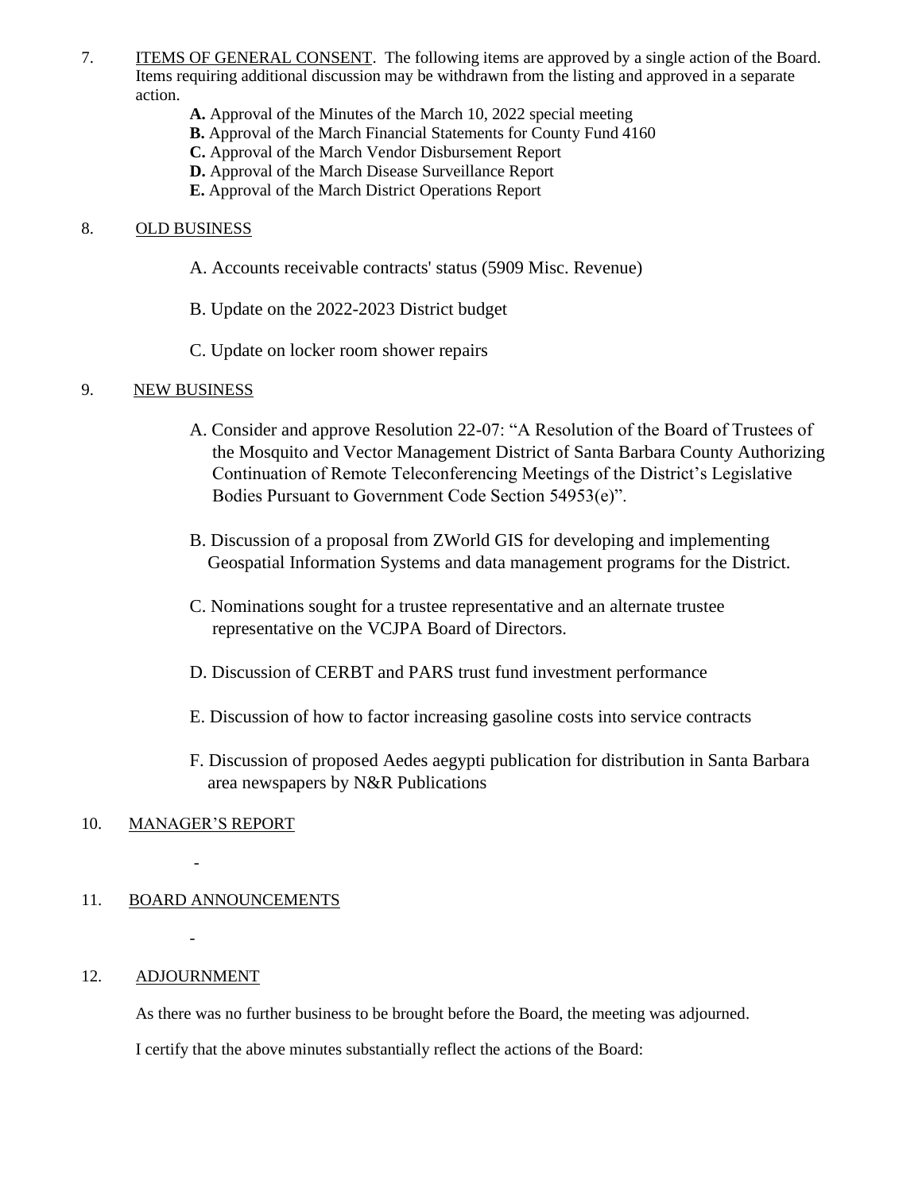7. ITEMS OF GENERAL CONSENT. The following items are approved by a single action of the Board. Items requiring additional discussion may be withdrawn from the listing and approved in a separate action.

   **A.** Approval of the Minutes of the March 10, 2022 special meeting

   **B.** Approval of the March Financial Statements for County Fund 4160

   **C.** Approval of the March Vendor Disbursement Report

   **D.** Approval of the March Disease Surveillance Report

   **E.** Approval of the March District Operations Report

8. OLD BUSINESS

   A. Accounts receivable contracts' status (5909 Misc. Revenue)

   B. Update on the 2022-2023 District budget

   C. Update on locker room shower repairs

9. NEW BUSINESS

   A. Consider and approve Resolution 22-07: "A Resolution of the Board of Trustees of the Mosquito and Vector Management District of Santa Barbara County Authorizing Continuation of Remote Teleconferencing Meetings of the District's Legislative Bodies Pursuant to Government Code Section 54953(e)".

   B. Discussion of a proposal from ZWorld GIS for developing and implementing Geospatial Information Systems and data management programs for the District.

   C. Nominations sought for a trustee representative and an alternate trustee representative on the VCJPA Board of Directors.

   D. Discussion of CERBT and PARS trust fund investment performance

   E. Discussion of how to factor increasing gasoline costs into service contracts

   F. Discussion of proposed Aedes aegypti publication for distribution in Santa Barbara area newspapers by N&R Publications

10. MANAGER'S REPORT

    -

11. BOARD ANNOUNCEMENTS

    -

12. ADJOURNMENT

    As there was no further business to be brought before the Board, the meeting was adjourned.

    I certify that the above minutes substantially reflect the actions of the Board: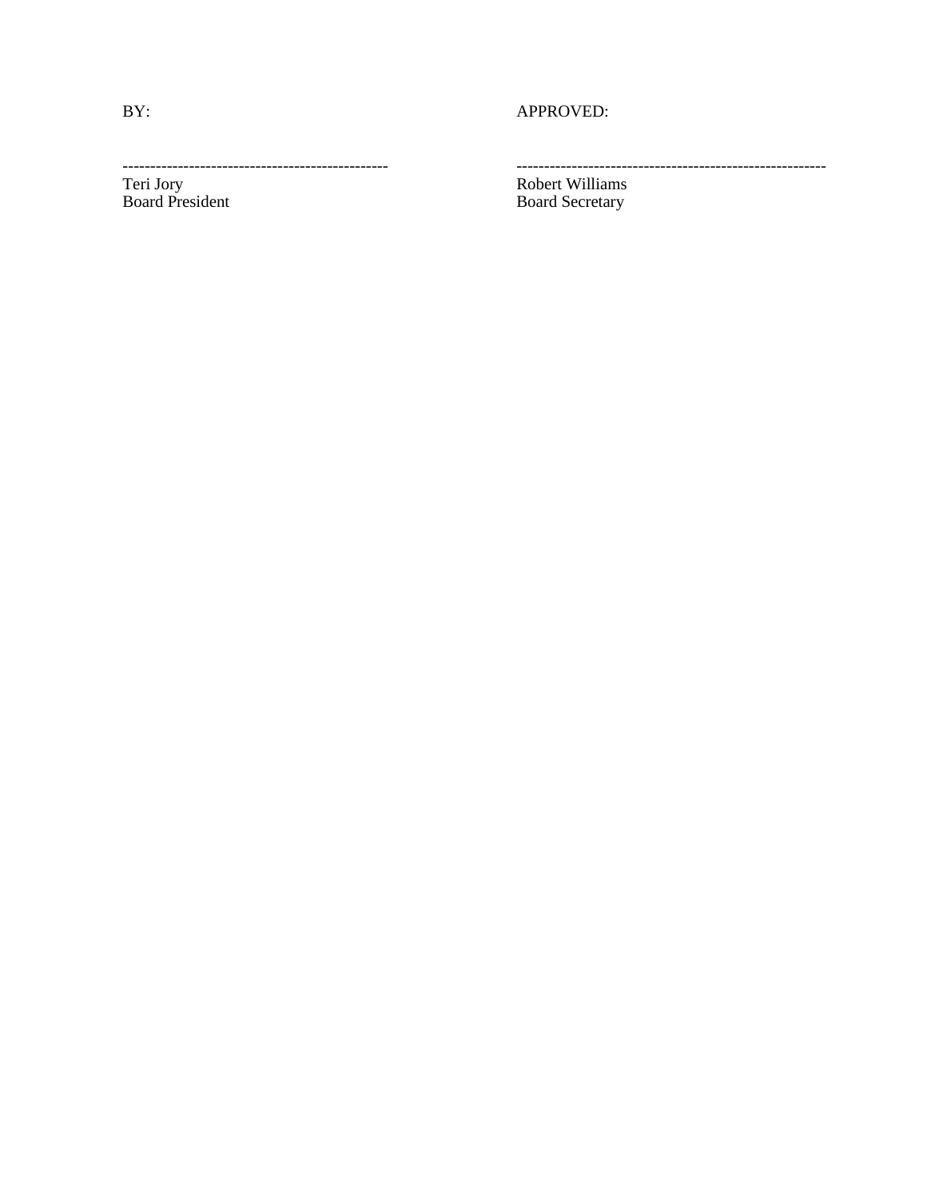| BY: | APPROVED: |
| --- | --- |
| ------------------------------------------------ | -------------------------------------------------------- |
| Teri Jory | Robert Williams |
| Board President | Board Secretary |